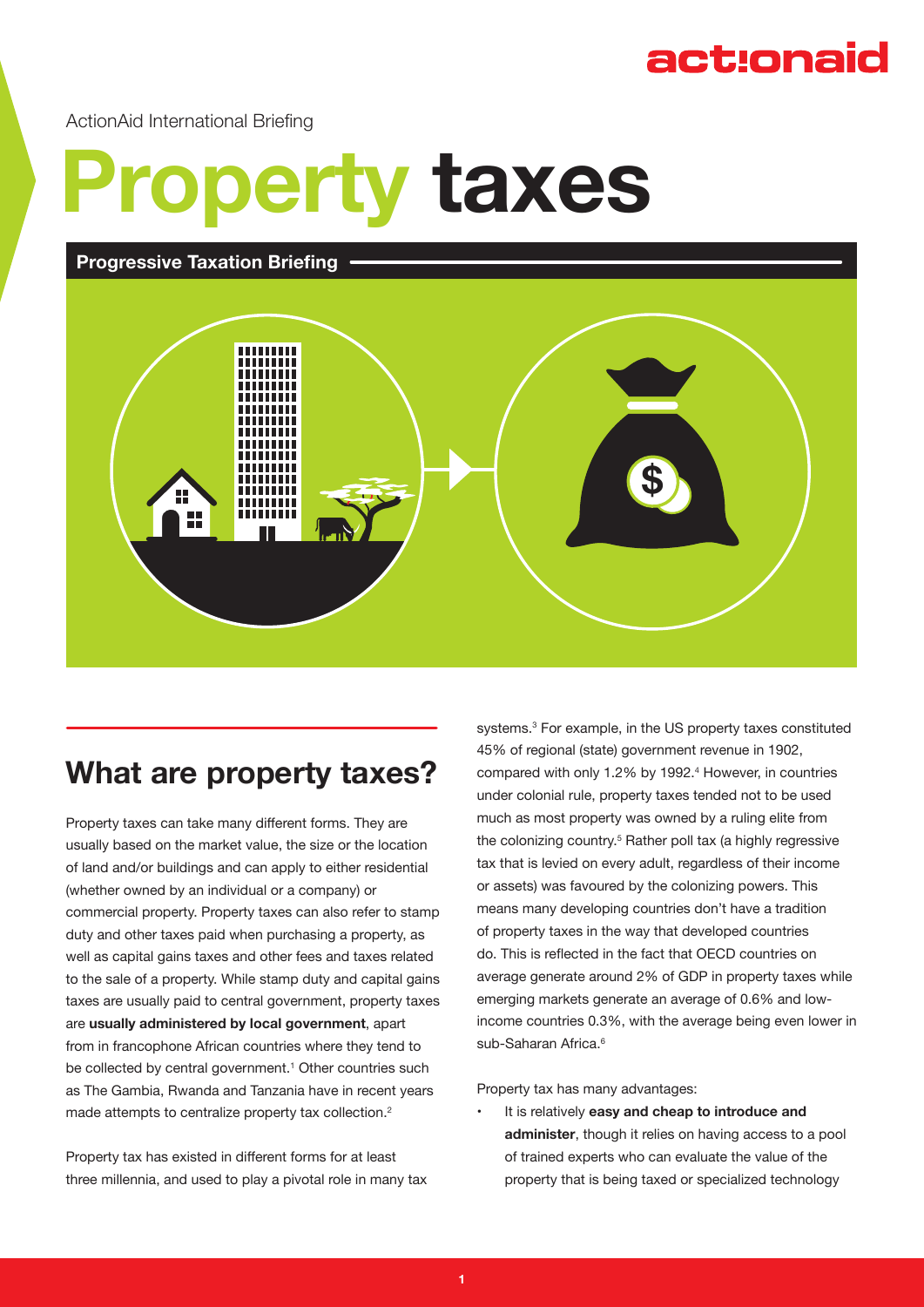actionaid

ActionAid International Briefing

# Property taxes

Progressive Taxation Briefing

## What are property taxes?

Property taxes can take many different forms. They are usually based on the market value, the size or the location of land and/or buildings and can apply to either residential (whether owned by an individual or a company) or commercial property. Property taxes can also refer to stamp duty and other taxes paid when purchasing a property, as well as capital gains taxes and other fees and taxes related to the sale of a property. While stamp duty and capital gains taxes are usually paid to central government, property taxes are **usually administered by local government**, apart from in francophone African countries where they tend to be collected by central government.[1] Other countries such as The Gambia, Rwanda and Tanzania have in recent years made attempts to centralize property tax collection.[2]

Property tax has existed in different forms for at least three millennia, and used to play a pivotal role in many tax systems.[3] For example, in the US property taxes constituted 45% of regional (state) government revenue in 1902, compared with only 1.2% by 1992.[4] However, in countries under colonial rule, property taxes tended not to be used much as most property was owned by a ruling elite from the colonizing country.[5] Rather poll tax (a highly regressive tax that is levied on every adult, regardless of their income or assets) was favoured by the colonizing powers. This means many developing countries don't have a tradition of property taxes in the way that developed countries do. This is reflected in the fact that OECD countries on average generate around 2% of GDP in property taxes while emerging markets generate an average of 0.6% and low-income countries 0.3%, with the average being even lower in sub-Saharan Africa.[6]

Property tax has many advantages:

- It is relatively **easy and cheap to introduce and administer**, though it relies on having access to a pool of trained experts who can evaluate the value of the property that is being taxed or specialized technology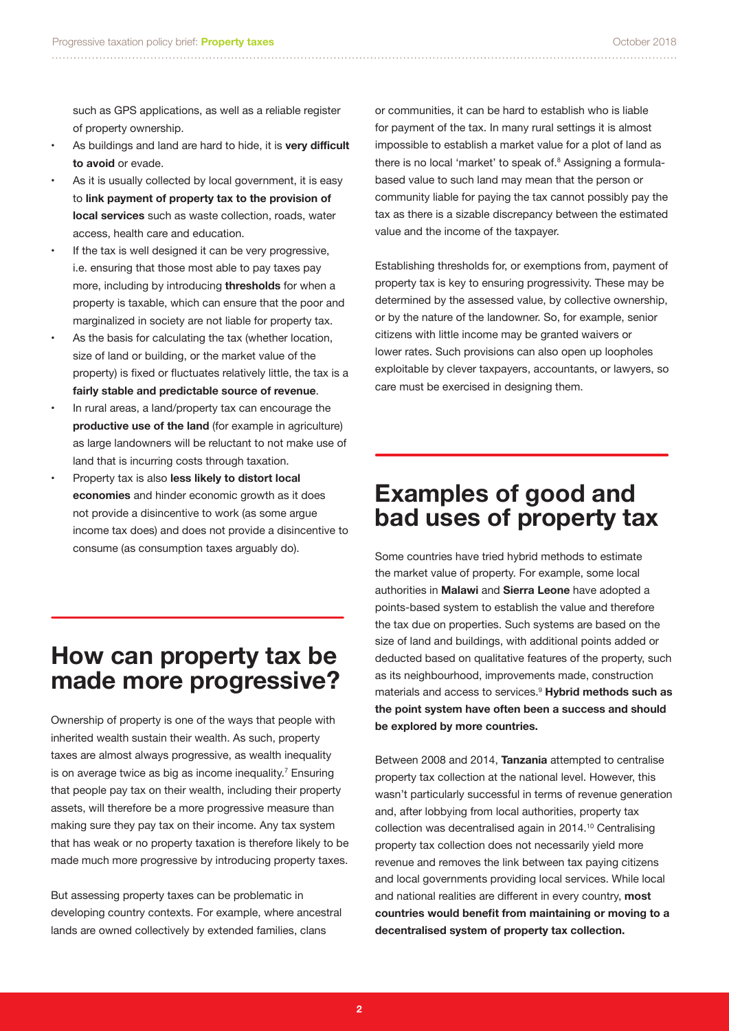such as GPS applications, as well as a reliable register of property ownership.

- As buildings and land are hard to hide, it is **very difficult to avoid** or evade.
- As it is usually collected by local government, it is easy to **link payment of property tax to the provision of local services** such as waste collection, roads, water access, health care and education.
- If the tax is well designed it can be very progressive, i.e. ensuring that those most able to pay taxes pay more, including by introducing **thresholds** for when a property is taxable, which can ensure that the poor and marginalized in society are not liable for property tax.
- As the basis for calculating the tax (whether location, size of land or building, or the market value of the property) is fixed or fluctuates relatively little, the tax is a **fairly stable and predictable source of revenue**.
- In rural areas, a land/property tax can encourage the **productive use of the land** (for example in agriculture) as large landowners will be reluctant to not make use of land that is incurring costs through taxation.
- Property tax is also **less likely to distort local economies** and hinder economic growth as it does not provide a disincentive to work (as some argue income tax does) and does not provide a disincentive to consume (as consumption taxes arguably do).

## How can property tax be made more progressive?

Ownership of property is one of the ways that people with inherited wealth sustain their wealth. As such, property taxes are almost always progressive, as wealth inequality is on average twice as big as income inequality.[7] Ensuring that people pay tax on their wealth, including their property assets, will therefore be a more progressive measure than making sure they pay tax on their income. Any tax system that has weak or no property taxation is therefore likely to be made much more progressive by introducing property taxes.

But assessing property taxes can be problematic in developing country contexts. For example, where ancestral lands are owned collectively by extended families, clans or communities, it can be hard to establish who is liable for payment of the tax. In many rural settings it is almost impossible to establish a market value for a plot of land as there is no local 'market' to speak of.[8] Assigning a formula-based value to such land may mean that the person or community liable for paying the tax cannot possibly pay the tax as there is a sizable discrepancy between the estimated value and the income of the taxpayer.

Establishing thresholds for, or exemptions from, payment of property tax is key to ensuring progressivity. These may be determined by the assessed value, by collective ownership, or by the nature of the landowner. So, for example, senior citizens with little income may be granted waivers or lower rates. Such provisions can also open up loopholes exploitable by clever taxpayers, accountants, or lawyers, so care must be exercised in designing them.

## Examples of good and bad uses of property tax

Some countries have tried hybrid methods to estimate the market value of property. For example, some local authorities in **Malawi** and **Sierra Leone** have adopted a points-based system to establish the value and therefore the tax due on properties. Such systems are based on the size of land and buildings, with additional points added or deducted based on qualitative features of the property, such as its neighbourhood, improvements made, construction materials and access to services.[9] **Hybrid methods such as the point system have often been a success and should be explored by more countries.**

Between 2008 and 2014, **Tanzania** attempted to centralise property tax collection at the national level. However, this wasn't particularly successful in terms of revenue generation and, after lobbying from local authorities, property tax collection was decentralised again in 2014.[10] Centralising property tax collection does not necessarily yield more revenue and removes the link between tax paying citizens and local governments providing local services. While local and national realities are different in every country, **most countries would benefit from maintaining or moving to a decentralised system of property tax collection.**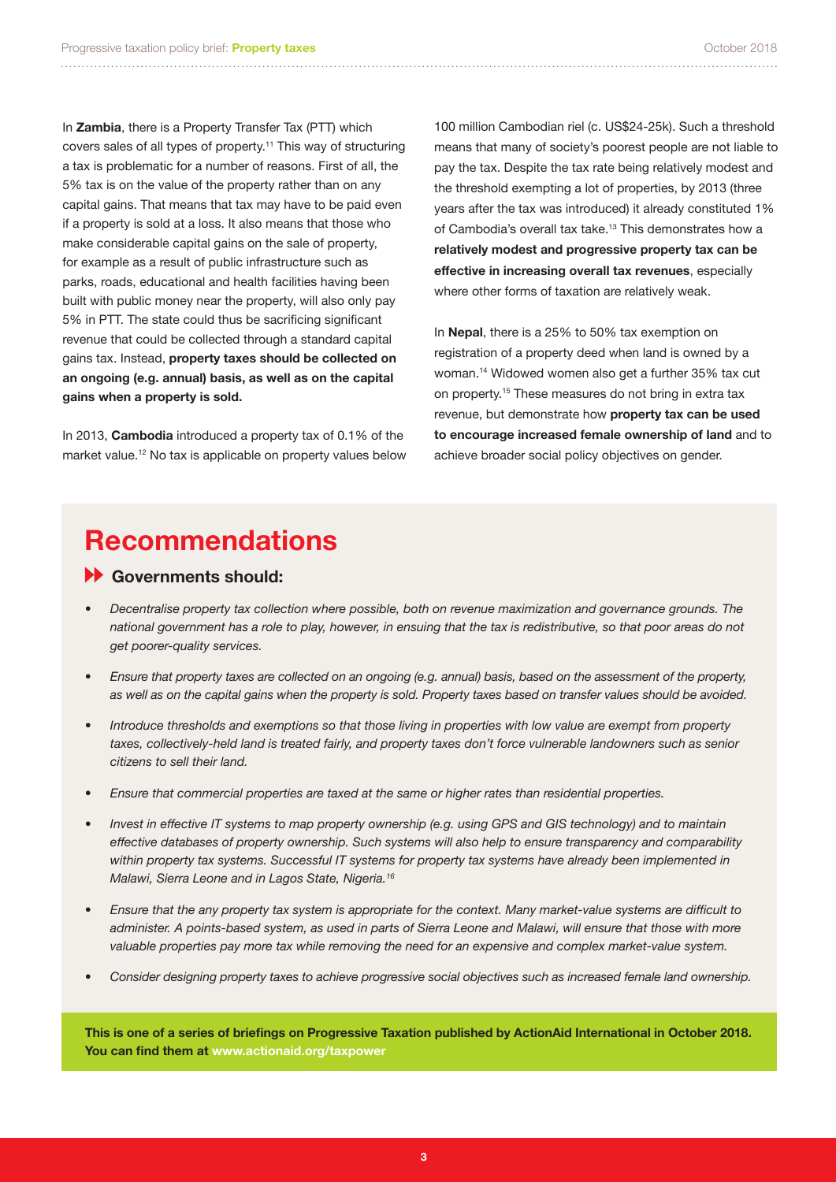In **Zambia**, there is a Property Transfer Tax (PTT) which covers sales of all types of property.[11] This way of structuring a tax is problematic for a number of reasons. First of all, the 5% tax is on the value of the property rather than on any capital gains. That means that tax may have to be paid even if a property is sold at a loss. It also means that those who make considerable capital gains on the sale of property, for example as a result of public infrastructure such as parks, roads, educational and health facilities having been built with public money near the property, will also only pay 5% in PTT. The state could thus be sacrificing significant revenue that could be collected through a standard capital gains tax. Instead, **property taxes should be collected on an ongoing (e.g. annual) basis, as well as on the capital gains when a property is sold.**

In 2013, **Cambodia** introduced a property tax of 0.1% of the market value.[12] No tax is applicable on property values below 100 million Cambodian riel (c. US$24-25k). Such a threshold means that many of society's poorest people are not liable to pay the tax. Despite the tax rate being relatively modest and the threshold exempting a lot of properties, by 2013 (three years after the tax was introduced) it already constituted 1% of Cambodia's overall tax take.[13] This demonstrates how a **relatively modest and progressive property tax can be effective in increasing overall tax revenues**, especially where other forms of taxation are relatively weak.

In **Nepal**, there is a 25% to 50% tax exemption on registration of a property deed when land is owned by a woman.[14] Widowed women also get a further 35% tax cut on property.[15] These measures do not bring in extra tax revenue, but demonstrate how **property tax can be used to encourage increased female ownership of land** and to achieve broader social policy objectives on gender.

# Recommendations

### Governments should:

- *Decentralise property tax collection where possible, both on revenue maximization and governance grounds. The national government has a role to play, however, in ensuing that the tax is redistributive, so that poor areas do not get poorer-quality services.*
- *Ensure that property taxes are collected on an ongoing (e.g. annual) basis, based on the assessment of the property, as well as on the capital gains when the property is sold. Property taxes based on transfer values should be avoided.*
- *Introduce thresholds and exemptions so that those living in properties with low value are exempt from property taxes, collectively-held land is treated fairly, and property taxes don't force vulnerable landowners such as senior citizens to sell their land.*
- *Ensure that commercial properties are taxed at the same or higher rates than residential properties.*
- *Invest in effective IT systems to map property ownership (e.g. using GPS and GIS technology) and to maintain effective databases of property ownership. Such systems will also help to ensure transparency and comparability within property tax systems. Successful IT systems for property tax systems have already been implemented in Malawi, Sierra Leone and in Lagos State, Nigeria.[16]*
- *Ensure that the any property tax system is appropriate for the context. Many market-value systems are difficult to administer. A points-based system, as used in parts of Sierra Leone and Malawi, will ensure that those with more valuable properties pay more tax while removing the need for an expensive and complex market-value system.*
- *Consider designing property taxes to achieve progressive social objectives such as increased female land ownership.*

**This is one of a series of briefings on Progressive Taxation published by ActionAid International in October 2018. You can find them at www.actionaid.org/taxpower**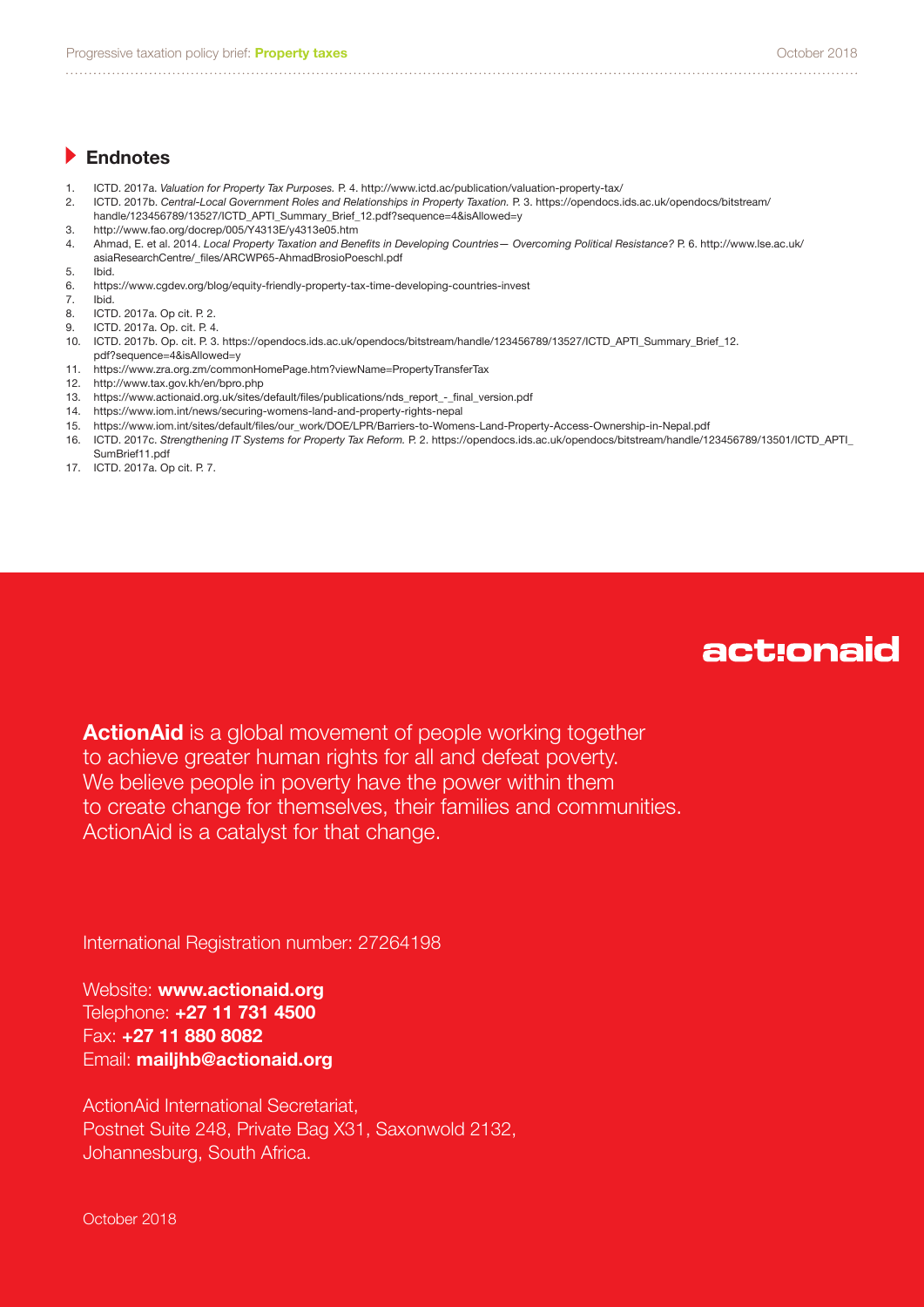## Endnotes

1. ICTD. 2017a. *Valuation for Property Tax Purposes.* P. 4. http://www.ictd.ac/publication/valuation-property-tax/
2. ICTD. 2017b. *Central-Local Government Roles and Relationships in Property Taxation.* P. 3. https://opendocs.ids.ac.uk/opendocs/bitstream/handle/123456789/13527/ICTD_APTI_Summary_Brief_12.pdf?sequence=4&isAllowed=y
3. http://www.fao.org/docrep/005/Y4313E/y4313e05.htm
4. Ahmad, E. et al. 2014. *Local Property Taxation and Benefits in Developing Countries— Overcoming Political Resistance?* P. 6. http://www.lse.ac.uk/asiaResearchCentre/_files/ARCWP65-AhmadBrosioPoeschl.pdf
5. Ibid.
6. https://www.cgdev.org/blog/equity-friendly-property-tax-time-developing-countries-invest
7. Ibid.
8. ICTD. 2017a. Op cit. P. 2.
9. ICTD. 2017a. Op. cit. P. 4.
10. ICTD. 2017b. Op. cit. P. 3. https://opendocs.ids.ac.uk/opendocs/bitstream/handle/123456789/13527/ICTD_APTI_Summary_Brief_12.pdf?sequence=4&isAllowed=y
11. https://www.zra.org.zm/commonHomePage.htm?viewName=PropertyTransferTax
12. http://www.tax.gov.kh/en/bpro.php
13. https://www.actionaid.org.uk/sites/default/files/publications/nds_report_-_final_version.pdf
14. https://www.iom.int/news/securing-womens-land-and-property-rights-nepal
15. https://www.iom.int/sites/default/files/our_work/DOE/LPR/Barriers-to-Womens-Land-Property-Access-Ownership-in-Nepal.pdf
16. ICTD. 2017c. *Strengthening IT Systems for Property Tax Reform.* P. 2. https://opendocs.ids.ac.uk/opendocs/bitstream/handle/123456789/13501/ICTD_APTI_SumBrief11.pdf
17. ICTD. 2017a. Op cit. P. 7.

act!onaid

**ActionAid** is a global movement of people working together to achieve greater human rights for all and defeat poverty. We believe people in poverty have the power within them to create change for themselves, their families and communities. ActionAid is a catalyst for that change.

International Registration number: 27264198

Website: **www.actionaid.org**
Telephone: **+27 11 731 4500**
Fax: **+27 11 880 8082**
Email: **mailjhb@actionaid.org**

ActionAid International Secretariat,
Postnet Suite 248, Private Bag X31, Saxonwold 2132,
Johannesburg, South Africa.

October 2018